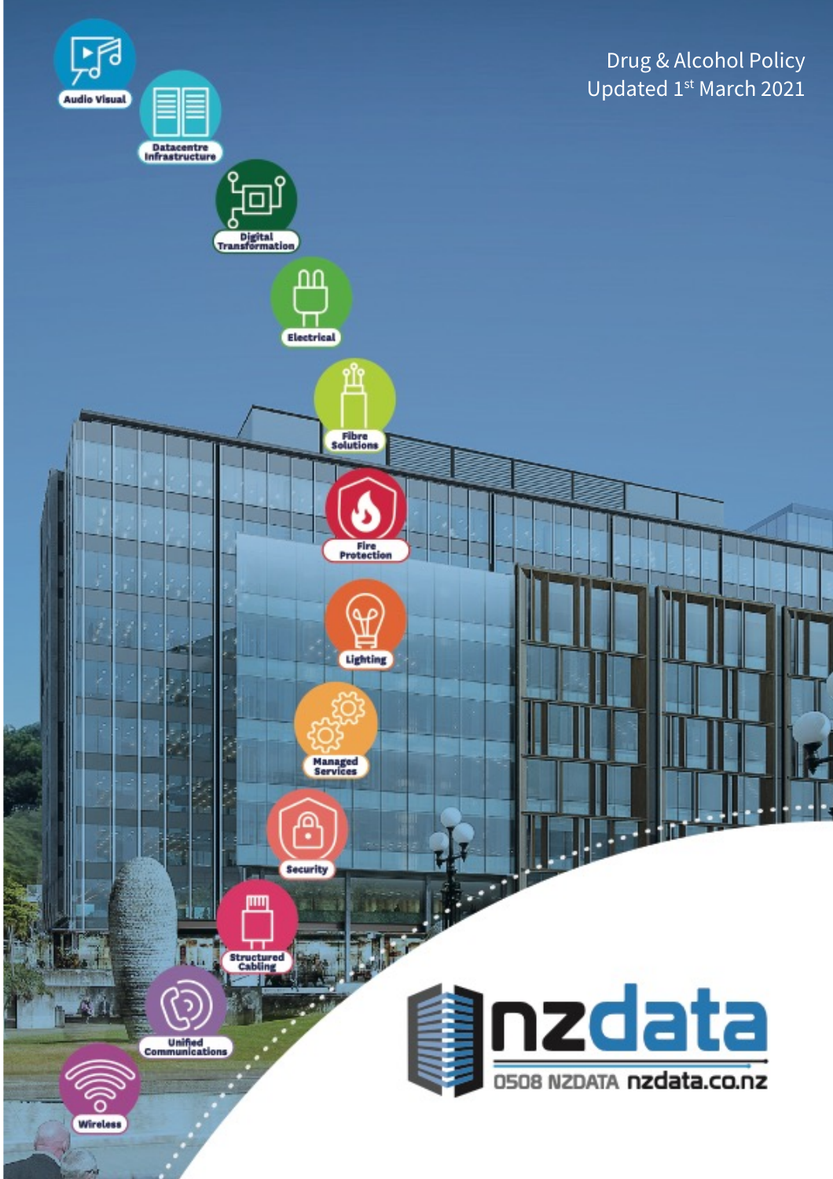# Drug & Alcohol Policy

Updated 1st March 2021

Audio Visual

Datacentre Infrastructure

Digital Transformation

Electrical

Fibre Solutions

Fire Protection

Lighting

Managed Services

Security

Structured Cabling

Unified Communications

Wireless

nzdata

0508 NZDATA nzdata.co.nz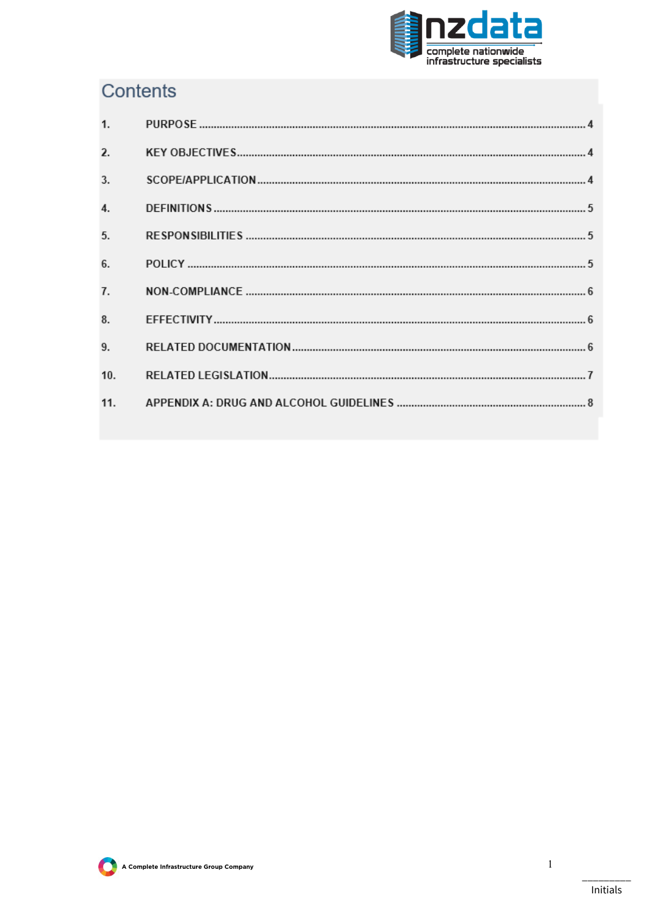# Contents

1. PURPOSE .................................................................................................... 4
2. KEY OBJECTIVES........................................................................................ 4
3. SCOPE/APPLICATION................................................................................. 4
4. DEFINITIONS ............................................................................................... 5
5. RESPONSIBILITIES .................................................................................... 5
6. POLICY ........................................................................................................ 5
7. NON-COMPLIANCE ..................................................................................... 6
8. EFFECTIVITY ............................................................................................... 6
9. RELATED DOCUMENTATION .................................................................... 6
10. RELATED LEGISLATION ............................................................................ 7
11. APPENDIX A: DRUG AND ALCOHOL GUIDELINES ................................... 8

A Complete Infrastructure Group Company

_________
Initials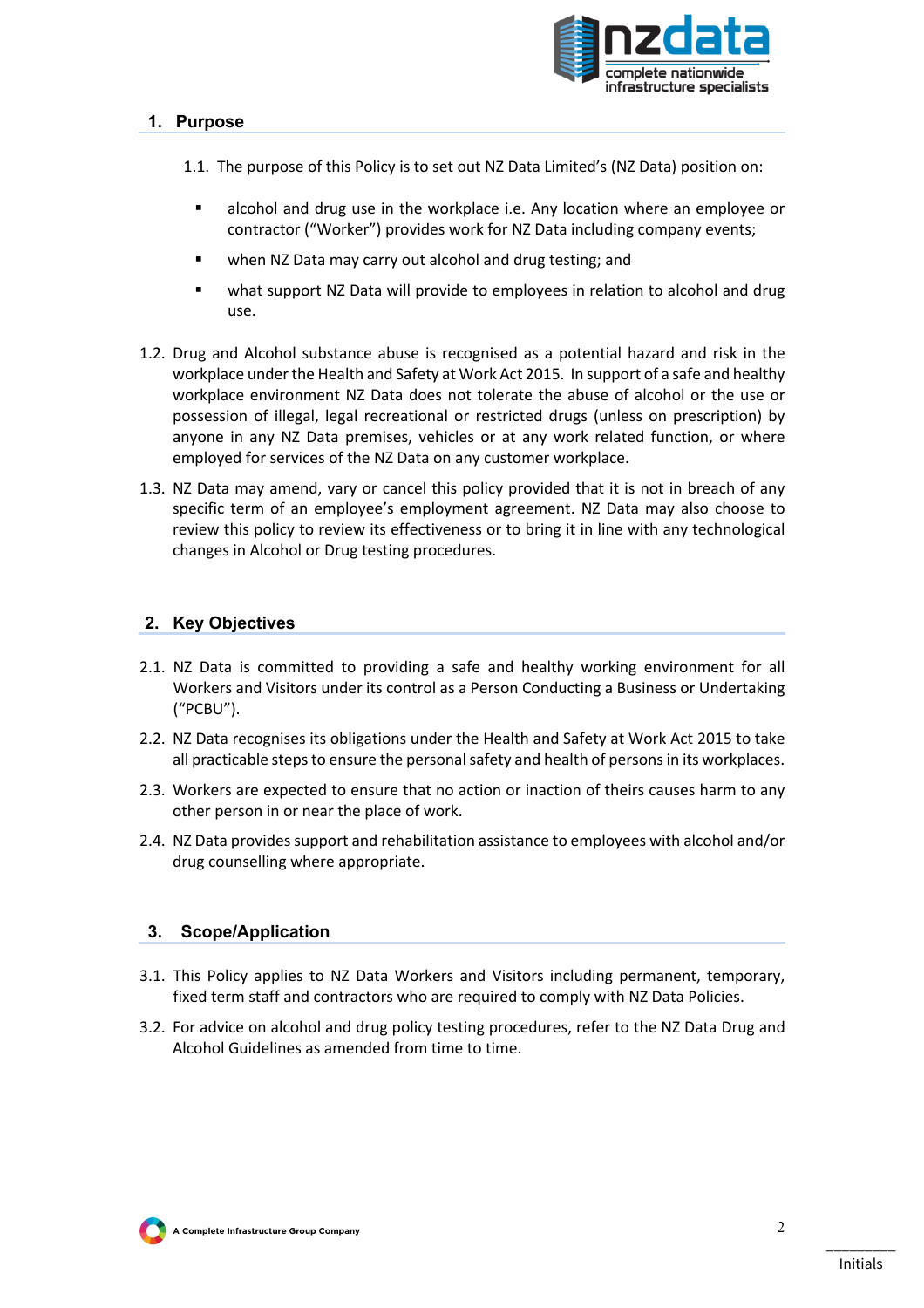## 1. Purpose

1.1. The purpose of this Policy is to set out NZ Data Limited's (NZ Data) position on:

- alcohol and drug use in the workplace i.e. Any location where an employee or contractor ("Worker") provides work for NZ Data including company events;
- when NZ Data may carry out alcohol and drug testing; and
- what support NZ Data will provide to employees in relation to alcohol and drug use.

1.2. Drug and Alcohol substance abuse is recognised as a potential hazard and risk in the workplace under the Health and Safety at Work Act 2015. In support of a safe and healthy workplace environment NZ Data does not tolerate the abuse of alcohol or the use or possession of illegal, legal recreational or restricted drugs (unless on prescription) by anyone in any NZ Data premises, vehicles or at any work related function, or where employed for services of the NZ Data on any customer workplace.

1.3. NZ Data may amend, vary or cancel this policy provided that it is not in breach of any specific term of an employee's employment agreement. NZ Data may also choose to review this policy to review its effectiveness or to bring it in line with any technological changes in Alcohol or Drug testing procedures.

## 2. Key Objectives

2.1. NZ Data is committed to providing a safe and healthy working environment for all Workers and Visitors under its control as a Person Conducting a Business or Undertaking ("PCBU").

2.2. NZ Data recognises its obligations under the Health and Safety at Work Act 2015 to take all practicable steps to ensure the personal safety and health of persons in its workplaces.

2.3. Workers are expected to ensure that no action or inaction of theirs causes harm to any other person in or near the place of work.

2.4. NZ Data provides support and rehabilitation assistance to employees with alcohol and/or drug counselling where appropriate.

## 3. Scope/Application

3.1. This Policy applies to NZ Data Workers and Visitors including permanent, temporary, fixed term staff and contractors who are required to comply with NZ Data Policies.

3.2. For advice on alcohol and drug policy testing procedures, refer to the NZ Data Drug and Alcohol Guidelines as amended from time to time.

_________
Initials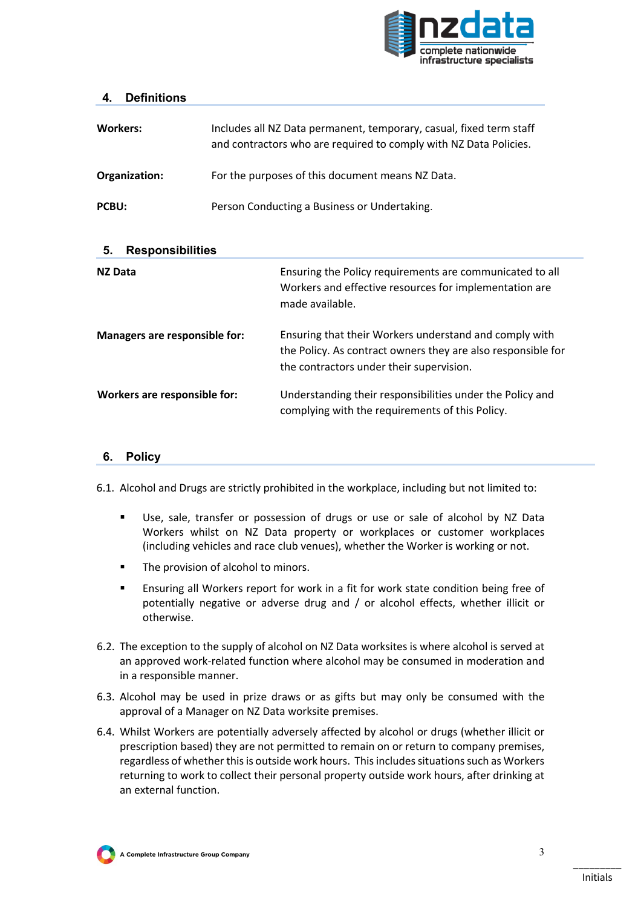## 4. Definitions

| | |
|---|---|
| **Workers:** | Includes all NZ Data permanent, temporary, casual, fixed term staff and contractors who are required to comply with NZ Data Policies. |
| **Organization:** | For the purposes of this document means NZ Data. |
| **PCBU:** | Person Conducting a Business or Undertaking. |

## 5. Responsibilities

| | |
|---|---|
| **NZ Data** | Ensuring the Policy requirements are communicated to all Workers and effective resources for implementation are made available. |
| **Managers are responsible for:** | Ensuring that their Workers understand and comply with the Policy. As contract owners they are also responsible for the contractors under their supervision. |
| **Workers are responsible for:** | Understanding their responsibilities under the Policy and complying with the requirements of this Policy. |

## 6. Policy

6.1. Alcohol and Drugs are strictly prohibited in the workplace, including but not limited to:

- Use, sale, transfer or possession of drugs or use or sale of alcohol by NZ Data Workers whilst on NZ Data property or workplaces or customer workplaces (including vehicles and race club venues), whether the Worker is working or not.
- The provision of alcohol to minors.
- Ensuring all Workers report for work in a fit for work state condition being free of potentially negative or adverse drug and / or alcohol effects, whether illicit or otherwise.

6.2. The exception to the supply of alcohol on NZ Data worksites is where alcohol is served at an approved work-related function where alcohol may be consumed in moderation and in a responsible manner.

6.3. Alcohol may be used in prize draws or as gifts but may only be consumed with the approval of a Manager on NZ Data worksite premises.

6.4. Whilst Workers are potentially adversely affected by alcohol or drugs (whether illicit or prescription based) they are not permitted to remain on or return to company premises, regardless of whether this is outside work hours. This includes situations such as Workers returning to work to collect their personal property outside work hours, after drinking at an external function.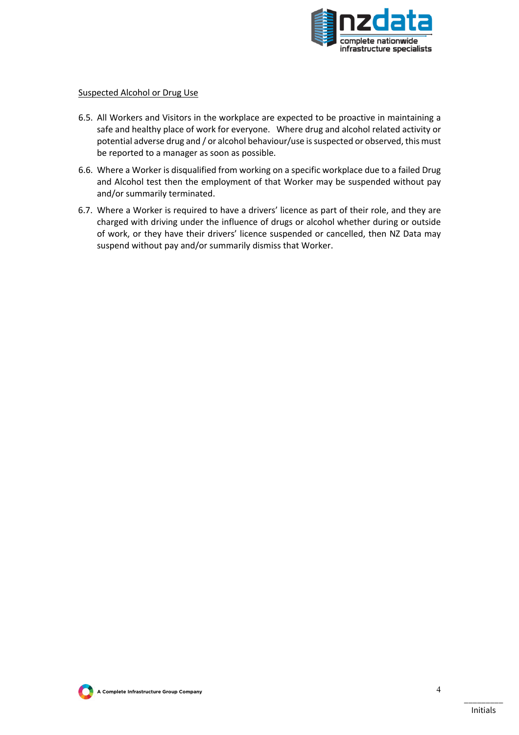Suspected Alcohol or Drug Use

6.5. All Workers and Visitors in the workplace are expected to be proactive in maintaining a safe and healthy place of work for everyone. Where drug and alcohol related activity or potential adverse drug and / or alcohol behaviour/use is suspected or observed, this must be reported to a manager as soon as possible.

6.6. Where a Worker is disqualified from working on a specific workplace due to a failed Drug and Alcohol test then the employment of that Worker may be suspended without pay and/or summarily terminated.

6.7. Where a Worker is required to have a drivers' licence as part of their role, and they are charged with driving under the influence of drugs or alcohol whether during or outside of work, or they have their drivers' licence suspended or cancelled, then NZ Data may suspend without pay and/or summarily dismiss that Worker.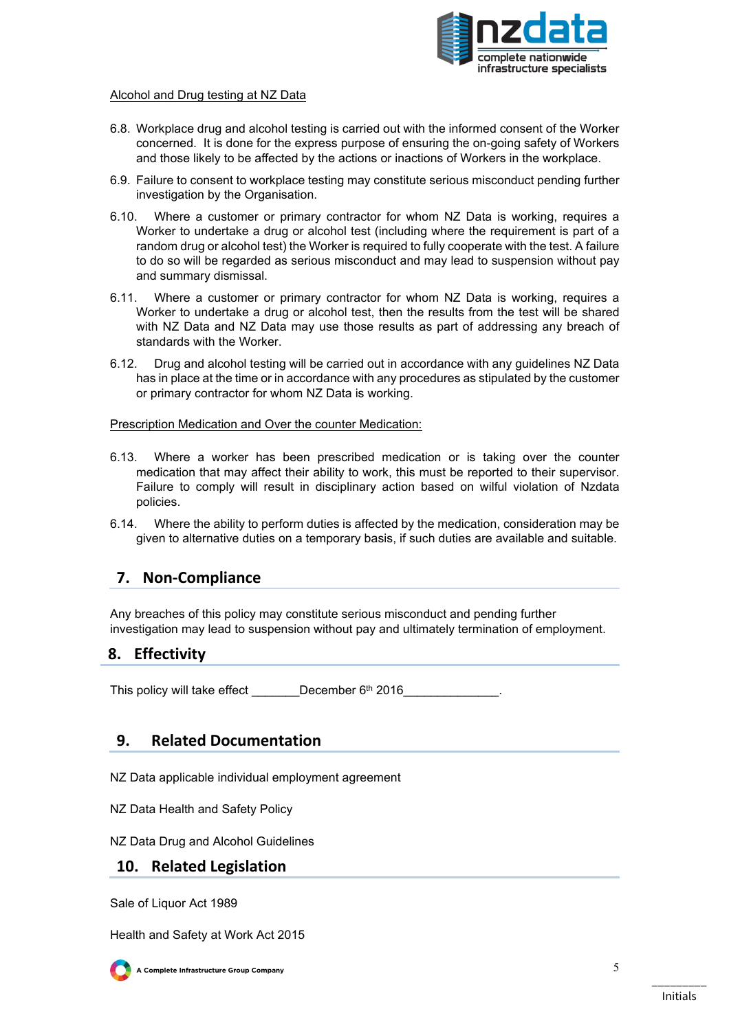Alcohol and Drug testing at NZ Data

6.8. Workplace drug and alcohol testing is carried out with the informed consent of the Worker concerned. It is done for the express purpose of ensuring the on-going safety of Workers and those likely to be affected by the actions or inactions of Workers in the workplace.

6.9. Failure to consent to workplace testing may constitute serious misconduct pending further investigation by the Organisation.

6.10. Where a customer or primary contractor for whom NZ Data is working, requires a Worker to undertake a drug or alcohol test (including where the requirement is part of a random drug or alcohol test) the Worker is required to fully cooperate with the test. A failure to do so will be regarded as serious misconduct and may lead to suspension without pay and summary dismissal.

6.11. Where a customer or primary contractor for whom NZ Data is working, requires a Worker to undertake a drug or alcohol test, then the results from the test will be shared with NZ Data and NZ Data may use those results as part of addressing any breach of standards with the Worker.

6.12. Drug and alcohol testing will be carried out in accordance with any guidelines NZ Data has in place at the time or in accordance with any procedures as stipulated by the customer or primary contractor for whom NZ Data is working.

Prescription Medication and Over the counter Medication:

6.13. Where a worker has been prescribed medication or is taking over the counter medication that may affect their ability to work, this must be reported to their supervisor. Failure to comply will result in disciplinary action based on wilful violation of Nzdata policies.

6.14. Where the ability to perform duties is affected by the medication, consideration may be given to alternative duties on a temporary basis, if such duties are available and suitable.

## 7. Non-Compliance

Any breaches of this policy may constitute serious misconduct and pending further investigation may lead to suspension without pay and ultimately termination of employment.

## 8. Effectivity

This policy will take effect _______December 6th 2016______________.

## 9. Related Documentation

NZ Data applicable individual employment agreement

NZ Data Health and Safety Policy

NZ Data Drug and Alcohol Guidelines

## 10. Related Legislation

Sale of Liquor Act 1989

Health and Safety at Work Act 2015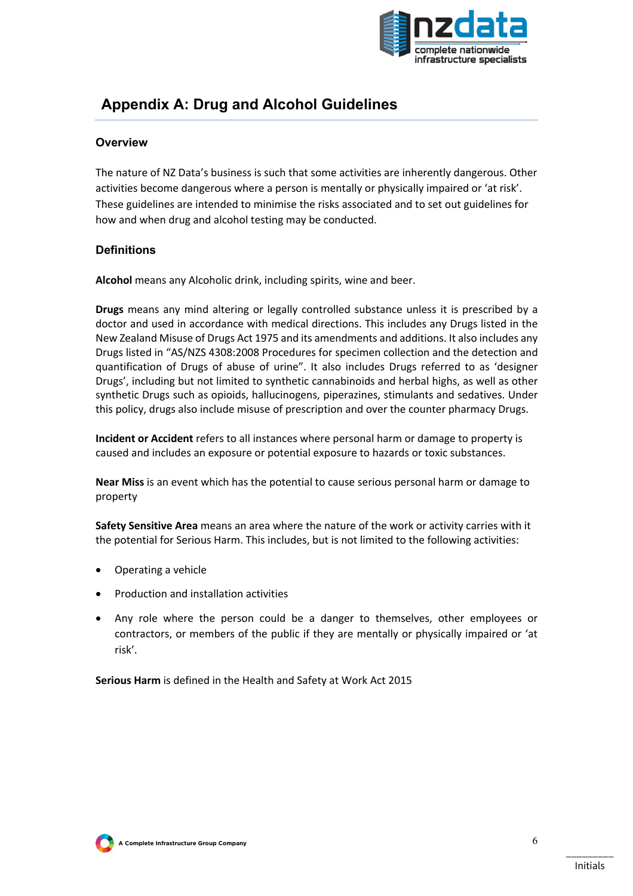# Appendix A: Drug and Alcohol Guidelines

## Overview

The nature of NZ Data's business is such that some activities are inherently dangerous. Other activities become dangerous where a person is mentally or physically impaired or 'at risk'. These guidelines are intended to minimise the risks associated and to set out guidelines for how and when drug and alcohol testing may be conducted.

## Definitions

**Alcohol** means any Alcoholic drink, including spirits, wine and beer.

**Drugs** means any mind altering or legally controlled substance unless it is prescribed by a doctor and used in accordance with medical directions. This includes any Drugs listed in the New Zealand Misuse of Drugs Act 1975 and its amendments and additions. It also includes any Drugs listed in "AS/NZS 4308:2008 Procedures for specimen collection and the detection and quantification of Drugs of abuse of urine". It also includes Drugs referred to as 'designer Drugs', including but not limited to synthetic cannabinoids and herbal highs, as well as other synthetic Drugs such as opioids, hallucinogens, piperazines, stimulants and sedatives. Under this policy, drugs also include misuse of prescription and over the counter pharmacy Drugs.

**Incident or Accident** refers to all instances where personal harm or damage to property is caused and includes an exposure or potential exposure to hazards or toxic substances.

**Near Miss** is an event which has the potential to cause serious personal harm or damage to property

**Safety Sensitive Area** means an area where the nature of the work or activity carries with it the potential for Serious Harm. This includes, but is not limited to the following activities:

- Operating a vehicle
- Production and installation activities
- Any role where the person could be a danger to themselves, other employees or contractors, or members of the public if they are mentally or physically impaired or 'at risk'.

**Serious Harm** is defined in the Health and Safety at Work Act 2015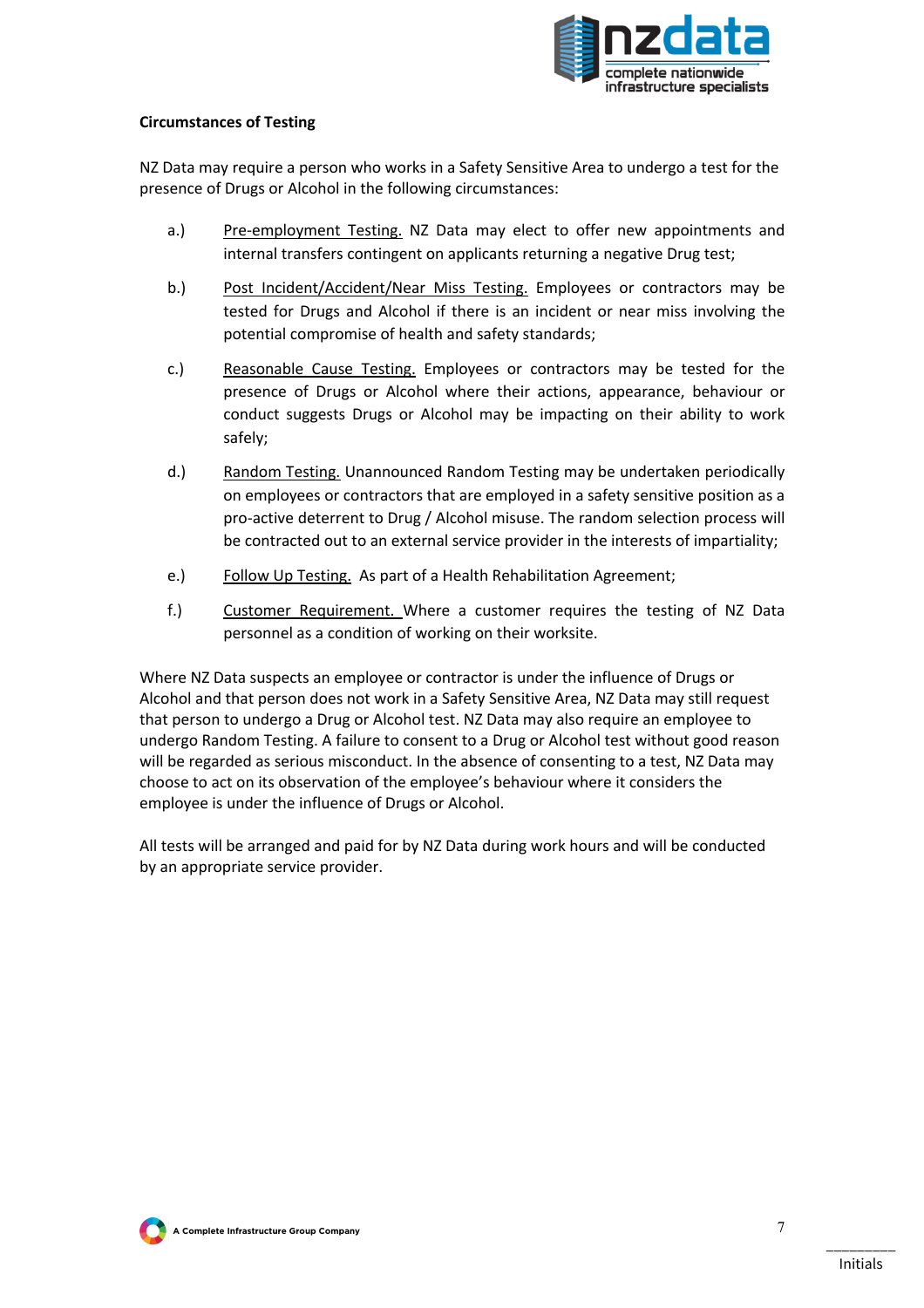**Circumstances of Testing**

NZ Data may require a person who works in a Safety Sensitive Area to undergo a test for the presence of Drugs or Alcohol in the following circumstances:

a.) Pre-employment Testing. NZ Data may elect to offer new appointments and internal transfers contingent on applicants returning a negative Drug test;

b.) Post Incident/Accident/Near Miss Testing. Employees or contractors may be tested for Drugs and Alcohol if there is an incident or near miss involving the potential compromise of health and safety standards;

c.) Reasonable Cause Testing. Employees or contractors may be tested for the presence of Drugs or Alcohol where their actions, appearance, behaviour or conduct suggests Drugs or Alcohol may be impacting on their ability to work safely;

d.) Random Testing. Unannounced Random Testing may be undertaken periodically on employees or contractors that are employed in a safety sensitive position as a pro-active deterrent to Drug / Alcohol misuse. The random selection process will be contracted out to an external service provider in the interests of impartiality;

e.) Follow Up Testing. As part of a Health Rehabilitation Agreement;

f.) Customer Requirement. Where a customer requires the testing of NZ Data personnel as a condition of working on their worksite.

Where NZ Data suspects an employee or contractor is under the influence of Drugs or Alcohol and that person does not work in a Safety Sensitive Area, NZ Data may still request that person to undergo a Drug or Alcohol test. NZ Data may also require an employee to undergo Random Testing. A failure to consent to a Drug or Alcohol test without good reason will be regarded as serious misconduct. In the absence of consenting to a test, NZ Data may choose to act on its observation of the employee's behaviour where it considers the employee is under the influence of Drugs or Alcohol.

All tests will be arranged and paid for by NZ Data during work hours and will be conducted by an appropriate service provider.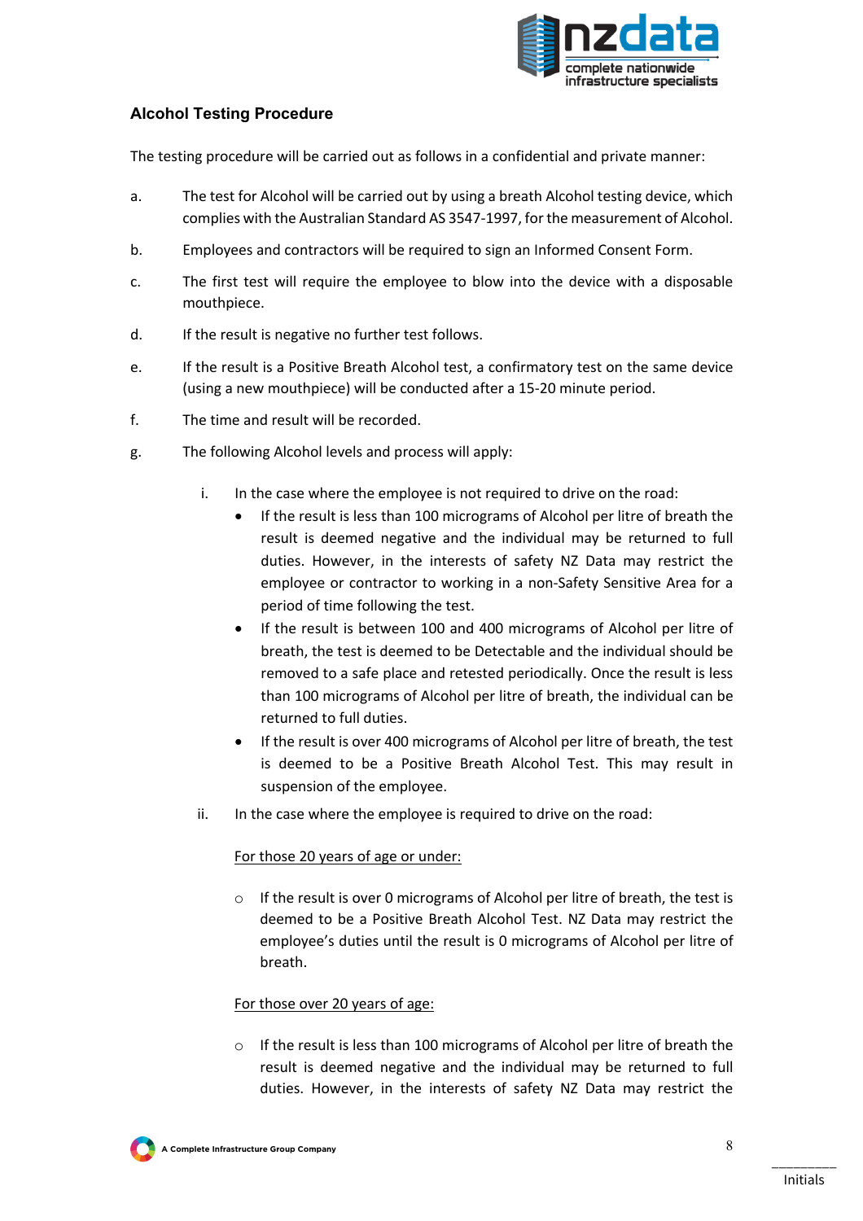## Alcohol Testing Procedure

The testing procedure will be carried out as follows in a confidential and private manner:

a. The test for Alcohol will be carried out by using a breath Alcohol testing device, which complies with the Australian Standard AS 3547-1997, for the measurement of Alcohol.

b. Employees and contractors will be required to sign an Informed Consent Form.

c. The first test will require the employee to blow into the device with a disposable mouthpiece.

d. If the result is negative no further test follows.

e. If the result is a Positive Breath Alcohol test, a confirmatory test on the same device (using a new mouthpiece) will be conducted after a 15-20 minute period.

f. The time and result will be recorded.

g. The following Alcohol levels and process will apply:

   i. In the case where the employee is not required to drive on the road:

      - If the result is less than 100 micrograms of Alcohol per litre of breath the result is deemed negative and the individual may be returned to full duties. However, in the interests of safety NZ Data may restrict the employee or contractor to working in a non-Safety Sensitive Area for a period of time following the test.
      - If the result is between 100 and 400 micrograms of Alcohol per litre of breath, the test is deemed to be Detectable and the individual should be removed to a safe place and retested periodically. Once the result is less than 100 micrograms of Alcohol per litre of breath, the individual can be returned to full duties.
      - If the result is over 400 micrograms of Alcohol per litre of breath, the test is deemed to be a Positive Breath Alcohol Test. This may result in suspension of the employee.

   ii. In the case where the employee is required to drive on the road:

      <u>For those 20 years of age or under:</u>

      - If the result is over 0 micrograms of Alcohol per litre of breath, the test is deemed to be a Positive Breath Alcohol Test. NZ Data may restrict the employee's duties until the result is 0 micrograms of Alcohol per litre of breath.

      <u>For those over 20 years of age:</u>

      - If the result is less than 100 micrograms of Alcohol per litre of breath the result is deemed negative and the individual may be returned to full duties. However, in the interests of safety NZ Data may restrict the

_________
Initials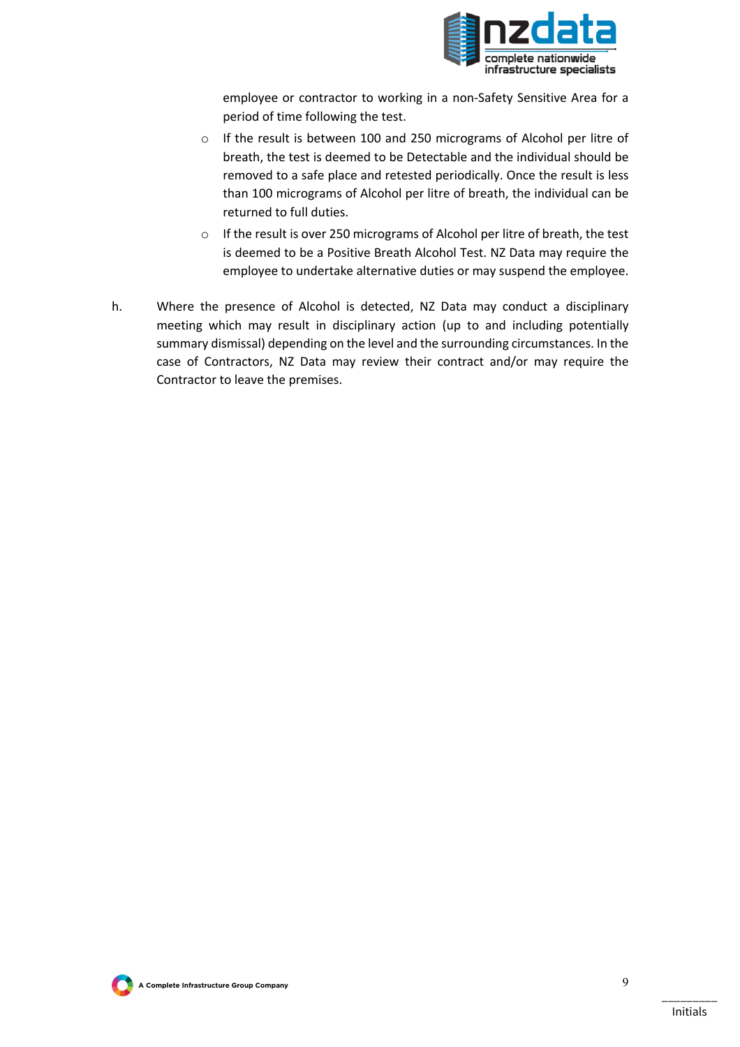employee or contractor to working in a non-Safety Sensitive Area for a period of time following the test.

- If the result is between 100 and 250 micrograms of Alcohol per litre of breath, the test is deemed to be Detectable and the individual should be removed to a safe place and retested periodically. Once the result is less than 100 micrograms of Alcohol per litre of breath, the individual can be returned to full duties.
- If the result is over 250 micrograms of Alcohol per litre of breath, the test is deemed to be a Positive Breath Alcohol Test. NZ Data may require the employee to undertake alternative duties or may suspend the employee.

h. Where the presence of Alcohol is detected, NZ Data may conduct a disciplinary meeting which may result in disciplinary action (up to and including potentially summary dismissal) depending on the level and the surrounding circumstances. In the case of Contractors, NZ Data may review their contract and/or may require the Contractor to leave the premises.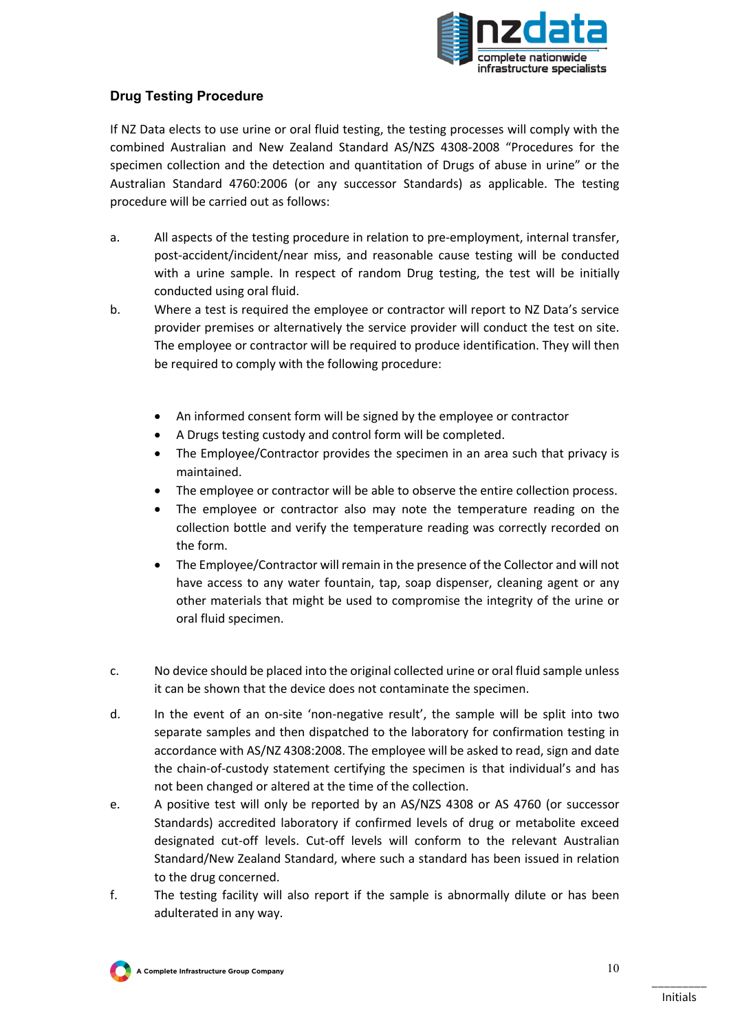## Drug Testing Procedure

If NZ Data elects to use urine or oral fluid testing, the testing processes will comply with the combined Australian and New Zealand Standard AS/NZS 4308-2008 "Procedures for the specimen collection and the detection and quantitation of Drugs of abuse in urine" or the Australian Standard 4760:2006 (or any successor Standards) as applicable. The testing procedure will be carried out as follows:

a. All aspects of the testing procedure in relation to pre-employment, internal transfer, post-accident/incident/near miss, and reasonable cause testing will be conducted with a urine sample. In respect of random Drug testing, the test will be initially conducted using oral fluid.

b. Where a test is required the employee or contractor will report to NZ Data's service provider premises or alternatively the service provider will conduct the test on site. The employee or contractor will be required to produce identification. They will then be required to comply with the following procedure:

- An informed consent form will be signed by the employee or contractor
- A Drugs testing custody and control form will be completed.
- The Employee/Contractor provides the specimen in an area such that privacy is maintained.
- The employee or contractor will be able to observe the entire collection process.
- The employee or contractor also may note the temperature reading on the collection bottle and verify the temperature reading was correctly recorded on the form.
- The Employee/Contractor will remain in the presence of the Collector and will not have access to any water fountain, tap, soap dispenser, cleaning agent or any other materials that might be used to compromise the integrity of the urine or oral fluid specimen.

c. No device should be placed into the original collected urine or oral fluid sample unless it can be shown that the device does not contaminate the specimen.

d. In the event of an on-site 'non-negative result', the sample will be split into two separate samples and then dispatched to the laboratory for confirmation testing in accordance with AS/NZ 4308:2008. The employee will be asked to read, sign and date the chain-of-custody statement certifying the specimen is that individual's and has not been changed or altered at the time of the collection.

e. A positive test will only be reported by an AS/NZS 4308 or AS 4760 (or successor Standards) accredited laboratory if confirmed levels of drug or metabolite exceed designated cut-off levels. Cut-off levels will conform to the relevant Australian Standard/New Zealand Standard, where such a standard has been issued in relation to the drug concerned.

f. The testing facility will also report if the sample is abnormally dilute or has been adulterated in any way.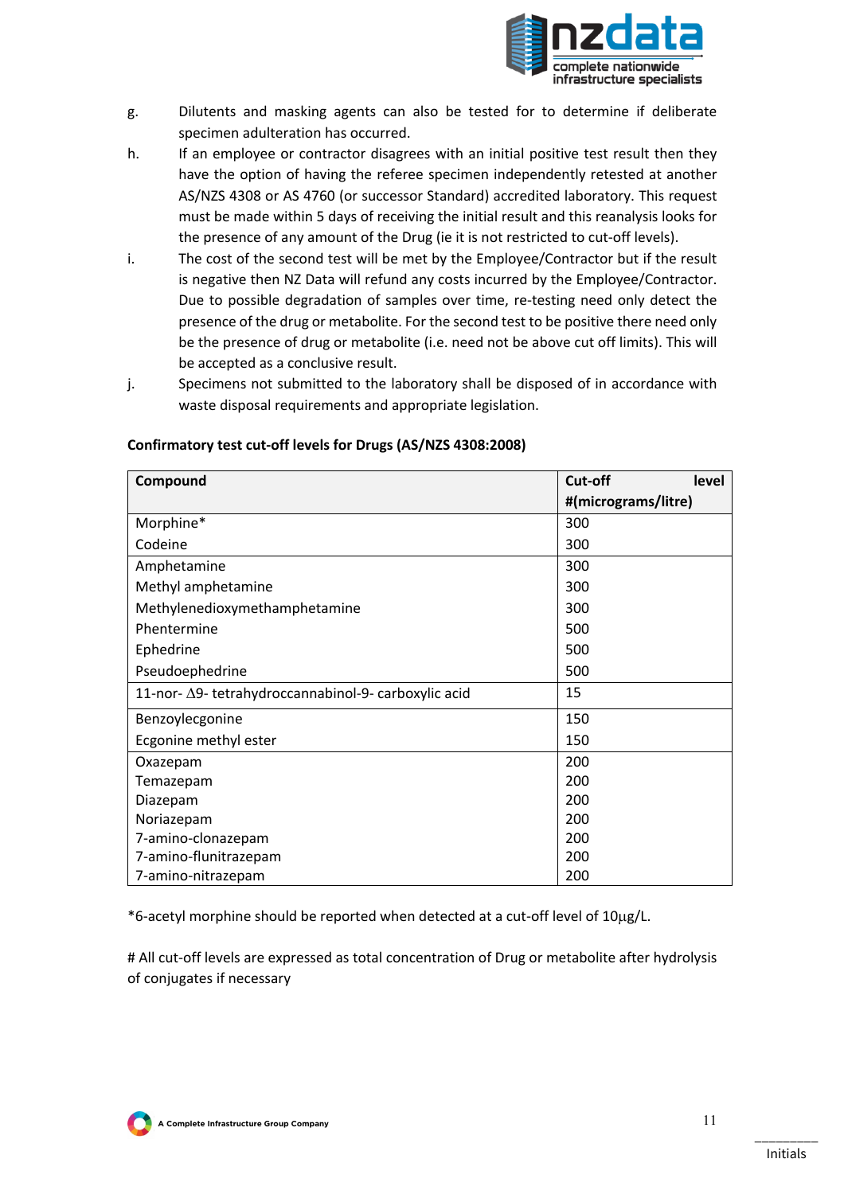g. Dilutents and masking agents can also be tested for to determine if deliberate specimen adulteration has occurred.

h. If an employee or contractor disagrees with an initial positive test result then they have the option of having the referee specimen independently retested at another AS/NZS 4308 or AS 4760 (or successor Standard) accredited laboratory. This request must be made within 5 days of receiving the initial result and this reanalysis looks for the presence of any amount of the Drug (ie it is not restricted to cut-off levels).

i. The cost of the second test will be met by the Employee/Contractor but if the result is negative then NZ Data will refund any costs incurred by the Employee/Contractor. Due to possible degradation of samples over time, re-testing need only detect the presence of the drug or metabolite. For the second test to be positive there need only be the presence of drug or metabolite (i.e. need not be above cut off limits). This will be accepted as a conclusive result.

j. Specimens not submitted to the laboratory shall be disposed of in accordance with waste disposal requirements and appropriate legislation.

**Confirmatory test cut-off levels for Drugs (AS/NZS 4308:2008)**

| Compound | Cut-off level #(micrograms/litre) |
|---|---|
| Morphine* | 300 |
| Codeine | 300 |
| Amphetamine | 300 |
| Methyl amphetamine | 300 |
| Methylenedioxymethamphetamine | 300 |
| Phentermine | 500 |
| Ephedrine | 500 |
| Pseudoephedrine | 500 |
| 11-nor- Δ9- tetrahydroccannabinol-9- carboxylic acid | 15 |
| Benzoylecgonine | 150 |
| Ecgonine methyl ester | 150 |
| Oxazepam | 200 |
| Temazepam | 200 |
| Diazepam | 200 |
| Noriazepam | 200 |
| 7-amino-clonazepam | 200 |
| 7-amino-flunitrazepam | 200 |
| 7-amino-nitrazepam | 200 |

*6-acetyl morphine should be reported when detected at a cut-off level of 10μg/L.

# All cut-off levels are expressed as total concentration of Drug or metabolite after hydrolysis of conjugates if necessary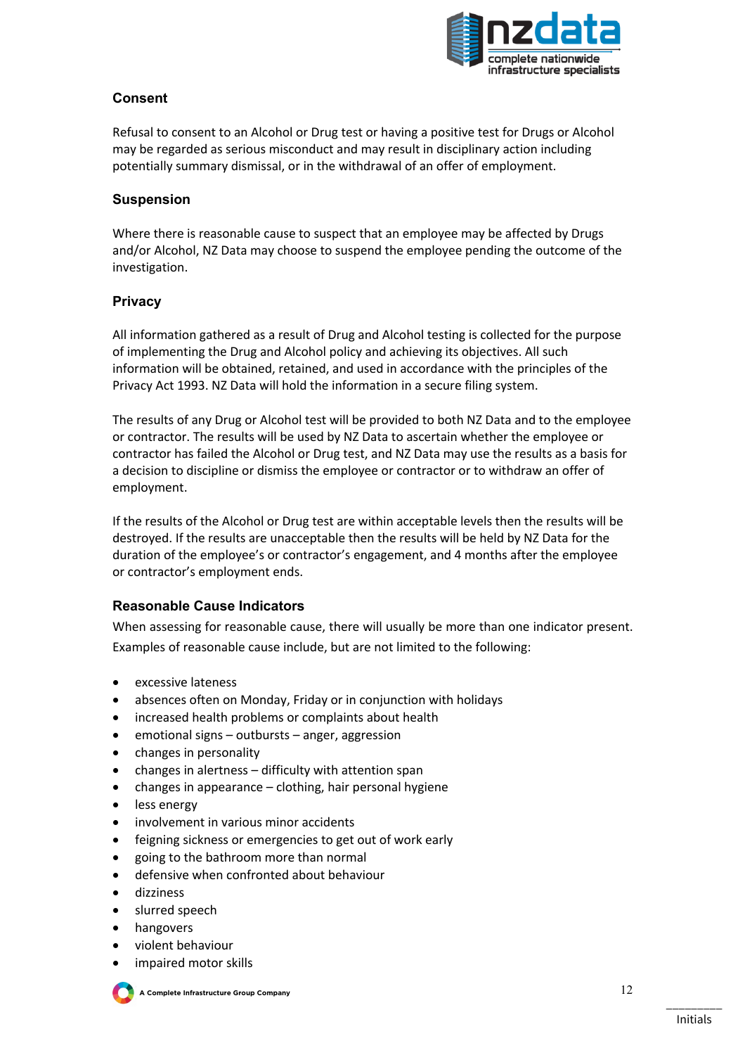### Consent

Refusal to consent to an Alcohol or Drug test or having a positive test for Drugs or Alcohol may be regarded as serious misconduct and may result in disciplinary action including potentially summary dismissal, or in the withdrawal of an offer of employment.

### Suspension

Where there is reasonable cause to suspect that an employee may be affected by Drugs and/or Alcohol, NZ Data may choose to suspend the employee pending the outcome of the investigation.

### Privacy

All information gathered as a result of Drug and Alcohol testing is collected for the purpose of implementing the Drug and Alcohol policy and achieving its objectives. All such information will be obtained, retained, and used in accordance with the principles of the Privacy Act 1993. NZ Data will hold the information in a secure filing system.

The results of any Drug or Alcohol test will be provided to both NZ Data and to the employee or contractor. The results will be used by NZ Data to ascertain whether the employee or contractor has failed the Alcohol or Drug test, and NZ Data may use the results as a basis for a decision to discipline or dismiss the employee or contractor or to withdraw an offer of employment.

If the results of the Alcohol or Drug test are within acceptable levels then the results will be destroyed. If the results are unacceptable then the results will be held by NZ Data for the duration of the employee's or contractor's engagement, and 4 months after the employee or contractor's employment ends.

### Reasonable Cause Indicators

When assessing for reasonable cause, there will usually be more than one indicator present. Examples of reasonable cause include, but are not limited to the following:

- excessive lateness
- absences often on Monday, Friday or in conjunction with holidays
- increased health problems or complaints about health
- emotional signs – outbursts – anger, aggression
- changes in personality
- changes in alertness – difficulty with attention span
- changes in appearance – clothing, hair personal hygiene
- less energy
- involvement in various minor accidents
- feigning sickness or emergencies to get out of work early
- going to the bathroom more than normal
- defensive when confronted about behaviour
- dizziness
- slurred speech
- hangovers
- violent behaviour
- impaired motor skills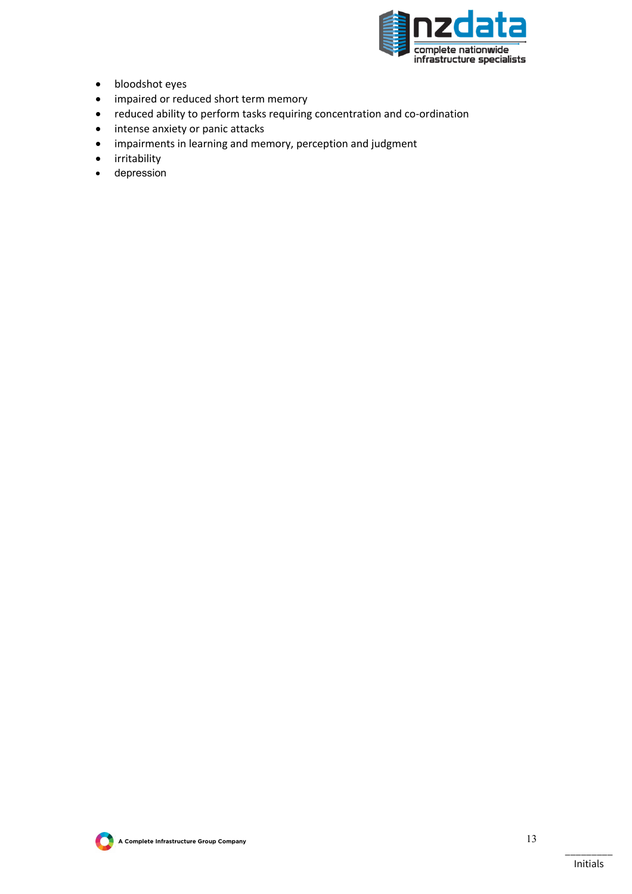- bloodshot eyes
- impaired or reduced short term memory
- reduced ability to perform tasks requiring concentration and co-ordination
- intense anxiety or panic attacks
- impairments in learning and memory, perception and judgment
- irritability
- depression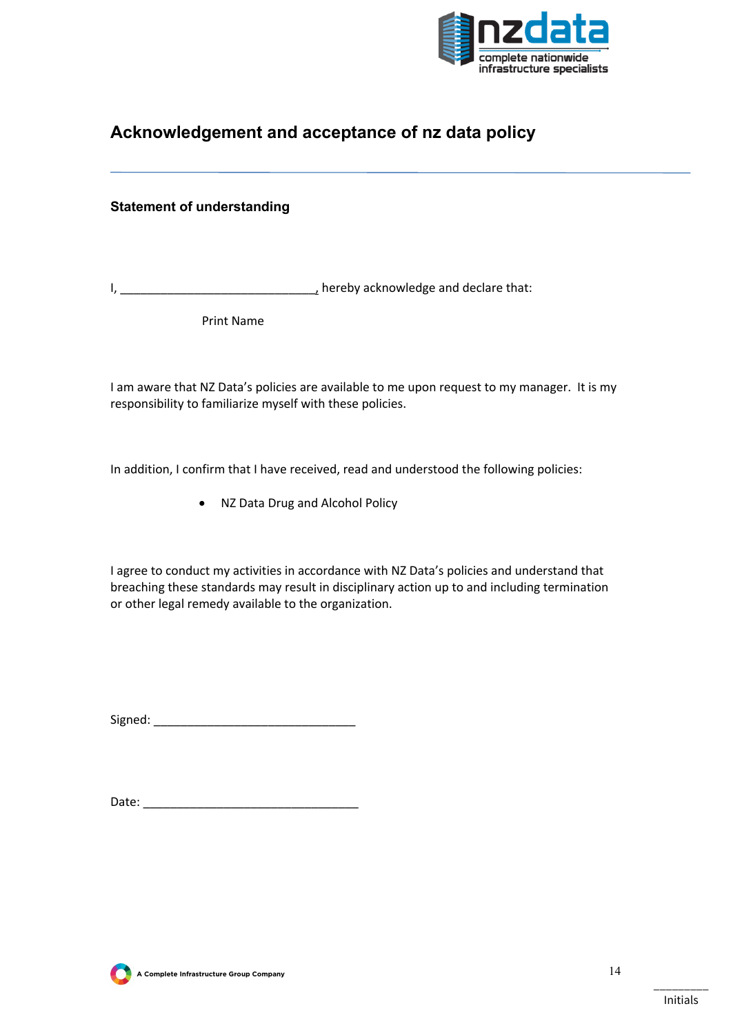# Acknowledgement and acceptance of nz data policy

---

### Statement of understanding

I, ______________________________, hereby acknowledge and declare that:

Print Name

I am aware that NZ Data's policies are available to me upon request to my manager. It is my responsibility to familiarize myself with these policies.

In addition, I confirm that I have received, read and understood the following policies:

- NZ Data Drug and Alcohol Policy

I agree to conduct my activities in accordance with NZ Data's policies and understand that breaching these standards may result in disciplinary action up to and including termination or other legal remedy available to the organization.

Signed: ______________________________

Date: ________________________________

_________
Initials